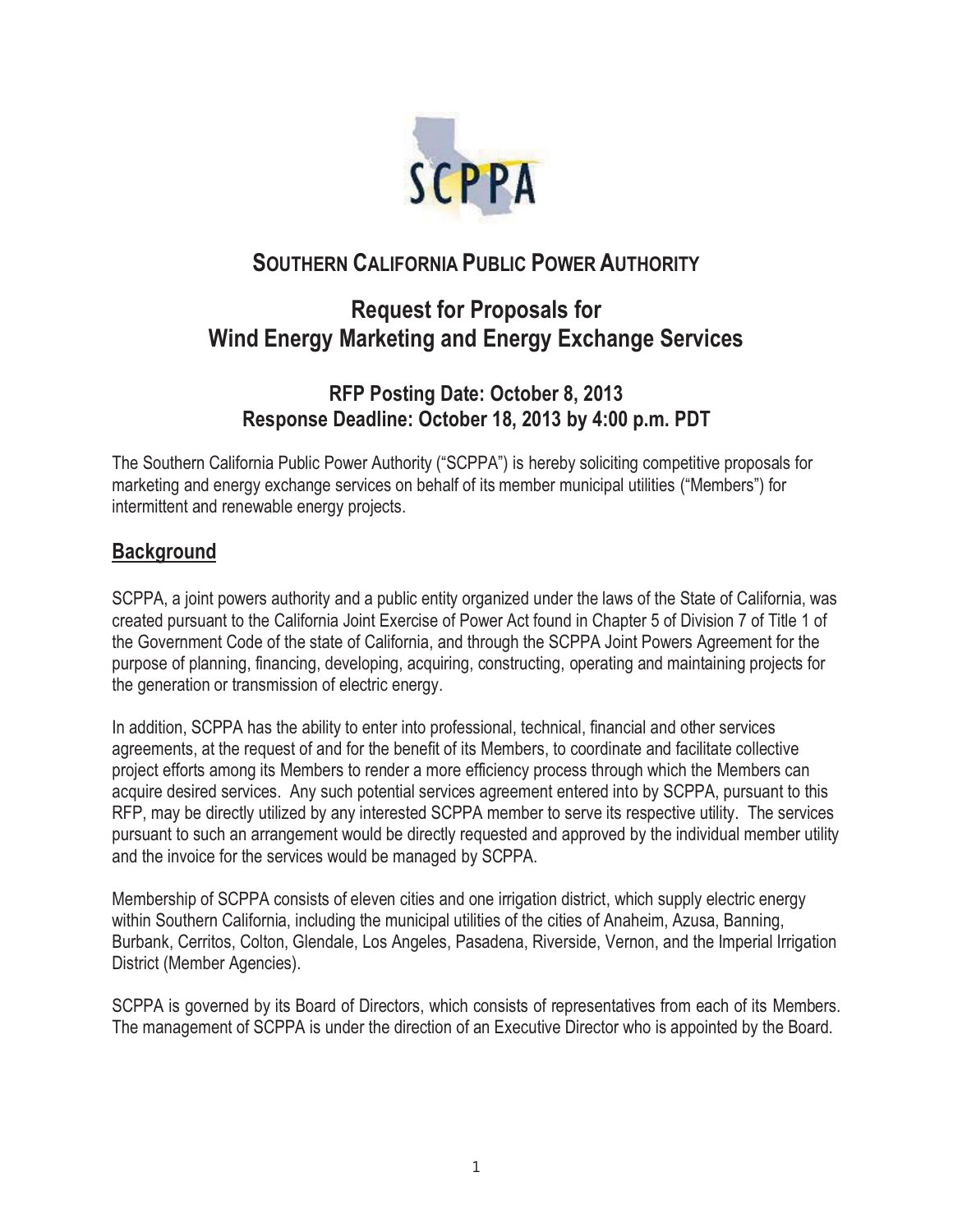SCPPA

# SOUTHERN CALIFORNIA PUBLIC POWER AUTHORITY

## Request for Proposals for Wind Energy Marketing and Energy Exchange Services

### RFP Posting Date: October 8, 2013
### Response Deadline: October 18, 2013 by 4:00 p.m. PDT

The Southern California Public Power Authority ("SCPPA") is hereby soliciting competitive proposals for marketing and energy exchange services on behalf of its member municipal utilities ("Members") for intermittent and renewable energy projects.

## Background

SCPPA, a joint powers authority and a public entity organized under the laws of the State of California, was created pursuant to the California Joint Exercise of Power Act found in Chapter 5 of Division 7 of Title 1 of the Government Code of the state of California, and through the SCPPA Joint Powers Agreement for the purpose of planning, financing, developing, acquiring, constructing, operating and maintaining projects for the generation or transmission of electric energy.

In addition, SCPPA has the ability to enter into professional, technical, financial and other services agreements, at the request of and for the benefit of its Members, to coordinate and facilitate collective project efforts among its Members to render a more efficiency process through which the Members can acquire desired services. Any such potential services agreement entered into by SCPPA, pursuant to this RFP, may be directly utilized by any interested SCPPA member to serve its respective utility. The services pursuant to such an arrangement would be directly requested and approved by the individual member utility and the invoice for the services would be managed by SCPPA.

Membership of SCPPA consists of eleven cities and one irrigation district, which supply electric energy within Southern California, including the municipal utilities of the cities of Anaheim, Azusa, Banning, Burbank, Cerritos, Colton, Glendale, Los Angeles, Pasadena, Riverside, Vernon, and the Imperial Irrigation District (Member Agencies).

SCPPA is governed by its Board of Directors, which consists of representatives from each of its Members. The management of SCPPA is under the direction of an Executive Director who is appointed by the Board.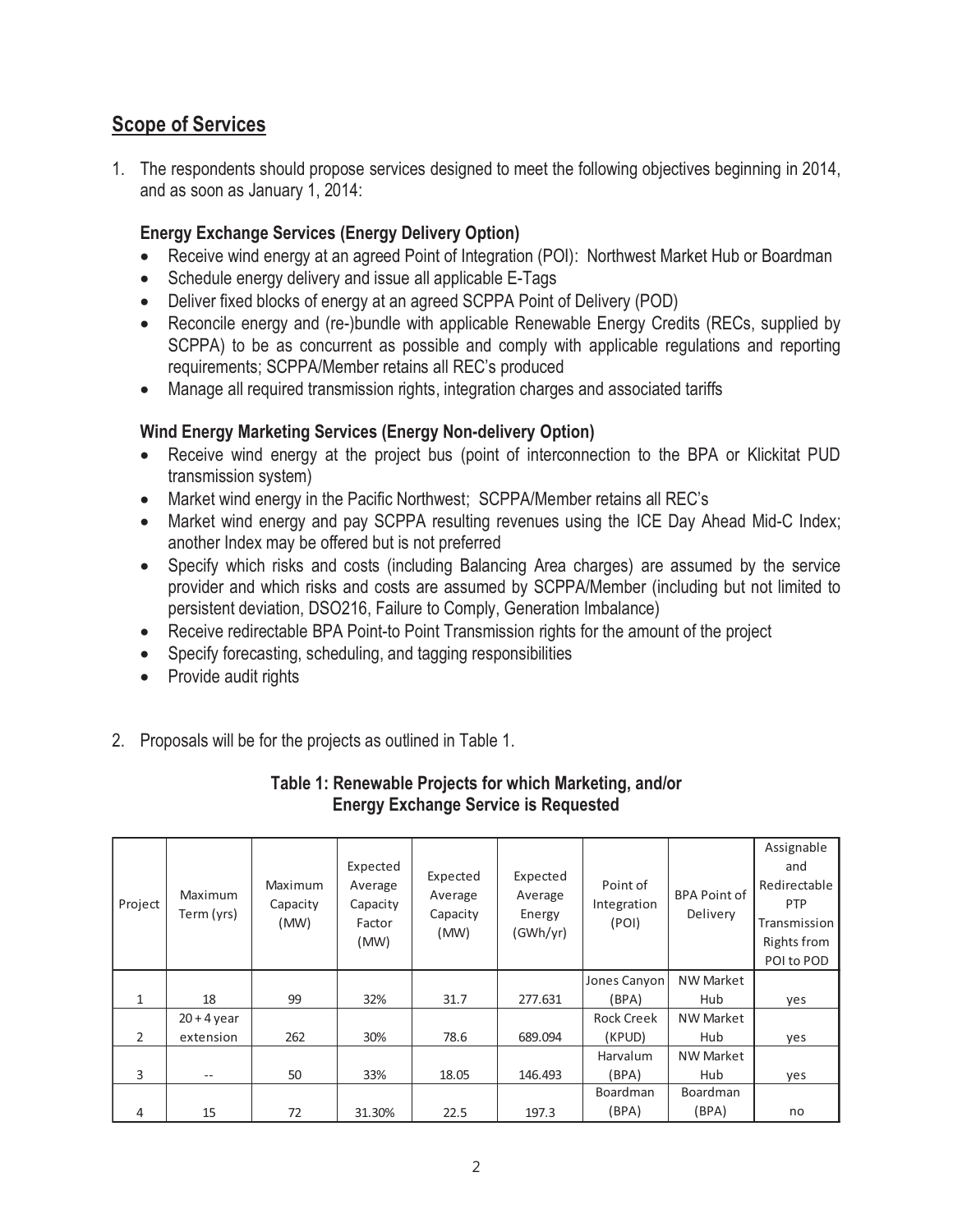## Scope of Services

1. The respondents should propose services designed to meet the following objectives beginning in 2014, and as soon as January 1, 2014:

   **Energy Exchange Services (Energy Delivery Option)**

   - Receive wind energy at an agreed Point of Integration (POI): Northwest Market Hub or Boardman
   - Schedule energy delivery and issue all applicable E-Tags
   - Deliver fixed blocks of energy at an agreed SCPPA Point of Delivery (POD)
   - Reconcile energy and (re-)bundle with applicable Renewable Energy Credits (RECs, supplied by SCPPA) to be as concurrent as possible and comply with applicable regulations and reporting requirements; SCPPA/Member retains all REC's produced
   - Manage all required transmission rights, integration charges and associated tariffs

   **Wind Energy Marketing Services (Energy Non-delivery Option)**

   - Receive wind energy at the project bus (point of interconnection to the BPA or Klickitat PUD transmission system)
   - Market wind energy in the Pacific Northwest; SCPPA/Member retains all REC's
   - Market wind energy and pay SCPPA resulting revenues using the ICE Day Ahead Mid-C Index; another Index may be offered but is not preferred
   - Specify which risks and costs (including Balancing Area charges) are assumed by the service provider and which risks and costs are assumed by SCPPA/Member (including but not limited to persistent deviation, DSO216, Failure to Comply, Generation Imbalance)
   - Receive redirectable BPA Point-to Point Transmission rights for the amount of the project
   - Specify forecasting, scheduling, and tagging responsibilities
   - Provide audit rights

2. Proposals will be for the projects as outlined in Table 1.

**Table 1: Renewable Projects for which Marketing, and/or Energy Exchange Service is Requested**

| Project | Maximum Term (yrs) | Maximum Capacity (MW) | Expected Average Capacity Factor (MW) | Expected Average Capacity (MW) | Expected Average Energy (GWh/yr) | Point of Integration (POI) | BPA Point of Delivery | Assignable and Redirectable PTP Transmission Rights from POI to POD |
|---|---|---|---|---|---|---|---|---|
| 1 | 18 | 99 | 32% | 31.7 | 277.631 | Jones Canyon (BPA) | NW Market Hub | yes |
| 2 | 20 + 4 year extension | 262 | 30% | 78.6 | 689.094 | Rock Creek (KPUD) | NW Market Hub | yes |
| 3 | -- | 50 | 33% | 18.05 | 146.493 | Harvalum (BPA) | NW Market Hub | yes |
| 4 | 15 | 72 | 31.30% | 22.5 | 197.3 | Boardman (BPA) | Boardman (BPA) | no |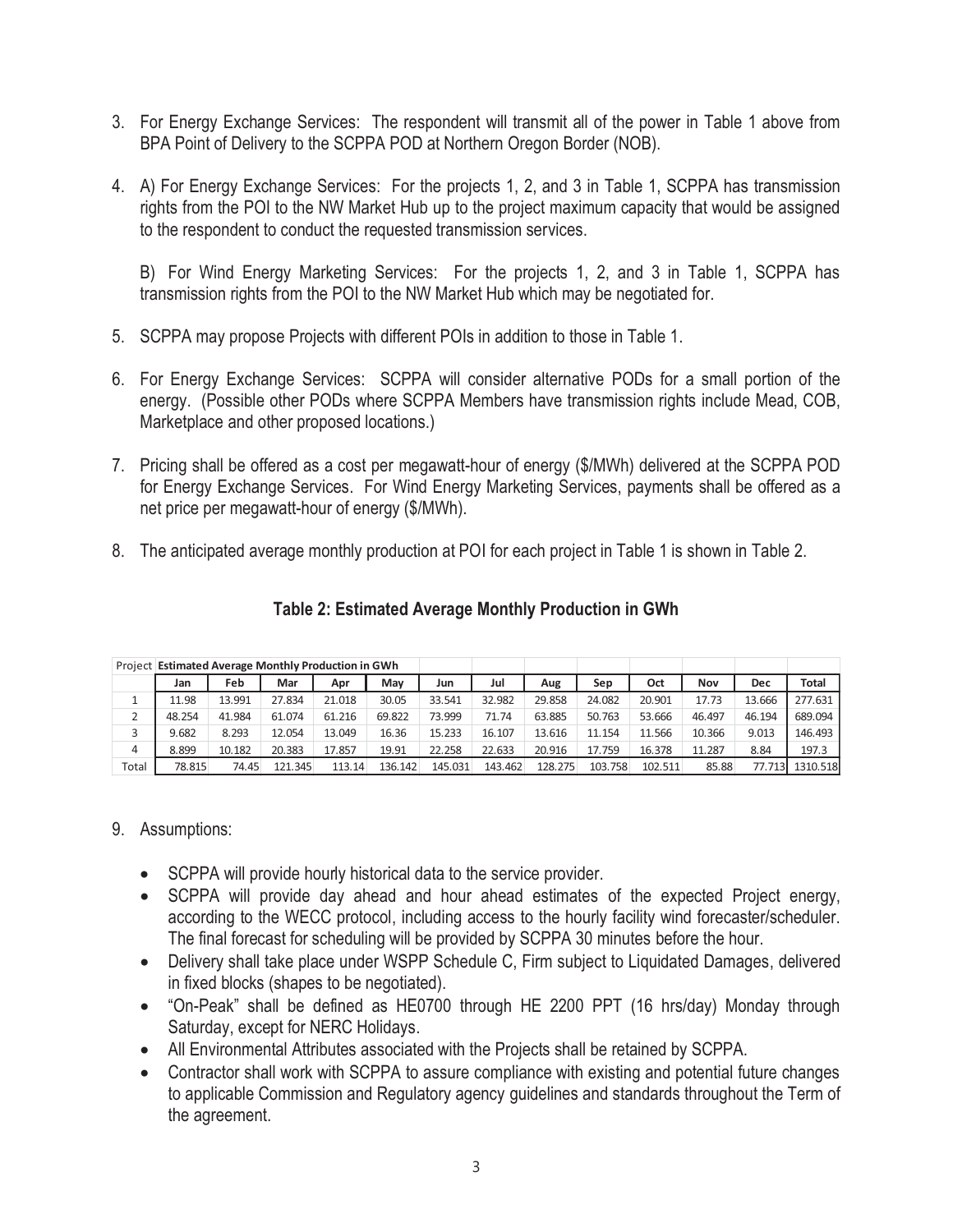3. For Energy Exchange Services: The respondent will transmit all of the power in Table 1 above from BPA Point of Delivery to the SCPPA POD at Northern Oregon Border (NOB).

4. A) For Energy Exchange Services: For the projects 1, 2, and 3 in Table 1, SCPPA has transmission rights from the POI to the NW Market Hub up to the project maximum capacity that would be assigned to the respondent to conduct the requested transmission services.

   B) For Wind Energy Marketing Services: For the projects 1, 2, and 3 in Table 1, SCPPA has transmission rights from the POI to the NW Market Hub which may be negotiated for.

5. SCPPA may propose Projects with different POIs in addition to those in Table 1.

6. For Energy Exchange Services: SCPPA will consider alternative PODs for a small portion of the energy. (Possible other PODs where SCPPA Members have transmission rights include Mead, COB, Marketplace and other proposed locations.)

7. Pricing shall be offered as a cost per megawatt-hour of energy ($/MWh) delivered at the SCPPA POD for Energy Exchange Services. For Wind Energy Marketing Services, payments shall be offered as a net price per megawatt-hour of energy ($/MWh).

8. The anticipated average monthly production at POI for each project in Table 1 is shown in Table 2.

**Table 2: Estimated Average Monthly Production in GWh**

| Project | Estimated Average Monthly Production in GWh | | | | | | | | | | | | |
|---|---|---|---|---|---|---|---|---|---|---|---|---|---|
| | Jan | Feb | Mar | Apr | May | Jun | Jul | Aug | Sep | Oct | Nov | Dec | Total |
| 1 | 11.98 | 13.991 | 27.834 | 21.018 | 30.05 | 33.541 | 32.982 | 29.858 | 24.082 | 20.901 | 17.73 | 13.666 | 277.631 |
| 2 | 48.254 | 41.984 | 61.074 | 61.216 | 69.822 | 73.999 | 71.74 | 63.885 | 50.763 | 53.666 | 46.497 | 46.194 | 689.094 |
| 3 | 9.682 | 8.293 | 12.054 | 13.049 | 16.36 | 15.233 | 16.107 | 13.616 | 11.154 | 11.566 | 10.366 | 9.013 | 146.493 |
| 4 | 8.899 | 10.182 | 20.383 | 17.857 | 19.91 | 22.258 | 22.633 | 20.916 | 17.759 | 16.378 | 11.287 | 8.84 | 197.3 |
| Total | 78.815 | 74.45 | 121.345 | 113.14 | 136.142 | 145.031 | 143.462 | 128.275 | 103.758 | 102.511 | 85.88 | 77.713 | 1310.518 |

9. Assumptions:

   - SCPPA will provide hourly historical data to the service provider.
   - SCPPA will provide day ahead and hour ahead estimates of the expected Project energy, according to the WECC protocol, including access to the hourly facility wind forecaster/scheduler. The final forecast for scheduling will be provided by SCPPA 30 minutes before the hour.
   - Delivery shall take place under WSPP Schedule C, Firm subject to Liquidated Damages, delivered in fixed blocks (shapes to be negotiated).
   - "On-Peak" shall be defined as HE0700 through HE 2200 PPT (16 hrs/day) Monday through Saturday, except for NERC Holidays.
   - All Environmental Attributes associated with the Projects shall be retained by SCPPA.
   - Contractor shall work with SCPPA to assure compliance with existing and potential future changes to applicable Commission and Regulatory agency guidelines and standards throughout the Term of the agreement.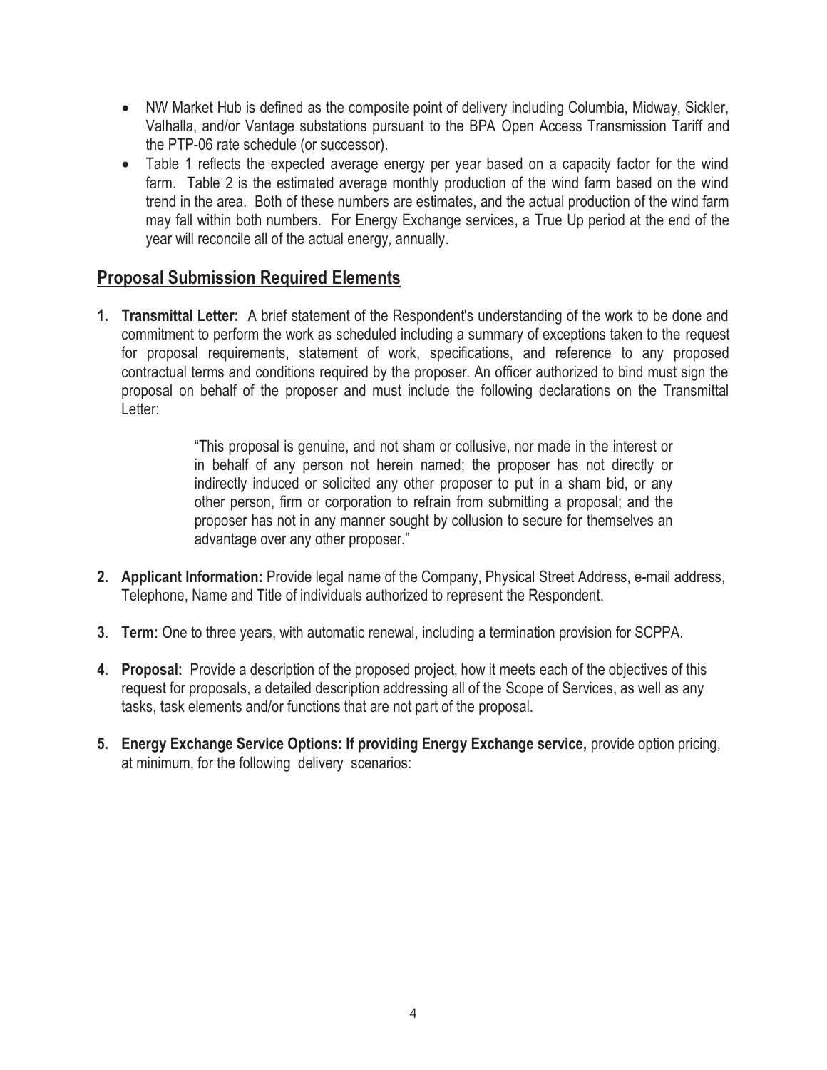- NW Market Hub is defined as the composite point of delivery including Columbia, Midway, Sickler, Valhalla, and/or Vantage substations pursuant to the BPA Open Access Transmission Tariff and the PTP-06 rate schedule (or successor).
- Table 1 reflects the expected average energy per year based on a capacity factor for the wind farm. Table 2 is the estimated average monthly production of the wind farm based on the wind trend in the area. Both of these numbers are estimates, and the actual production of the wind farm may fall within both numbers. For Energy Exchange services, a True Up period at the end of the year will reconcile all of the actual energy, annually.

## Proposal Submission Required Elements

1. **Transmittal Letter:** A brief statement of the Respondent's understanding of the work to be done and commitment to perform the work as scheduled including a summary of exceptions taken to the request for proposal requirements, statement of work, specifications, and reference to any proposed contractual terms and conditions required by the proposer. An officer authorized to bind must sign the proposal on behalf of the proposer and must include the following declarations on the Transmittal Letter:

   > "This proposal is genuine, and not sham or collusive, nor made in the interest or in behalf of any person not herein named; the proposer has not directly or indirectly induced or solicited any other proposer to put in a sham bid, or any other person, firm or corporation to refrain from submitting a proposal; and the proposer has not in any manner sought by collusion to secure for themselves an advantage over any other proposer."

2. **Applicant Information:** Provide legal name of the Company, Physical Street Address, e-mail address, Telephone, Name and Title of individuals authorized to represent the Respondent.

3. **Term:** One to three years, with automatic renewal, including a termination provision for SCPPA.

4. **Proposal:** Provide a description of the proposed project, how it meets each of the objectives of this request for proposals, a detailed description addressing all of the Scope of Services, as well as any tasks, task elements and/or functions that are not part of the proposal.

5. **Energy Exchange Service Options: If providing Energy Exchange service,** provide option pricing, at minimum, for the following delivery scenarios: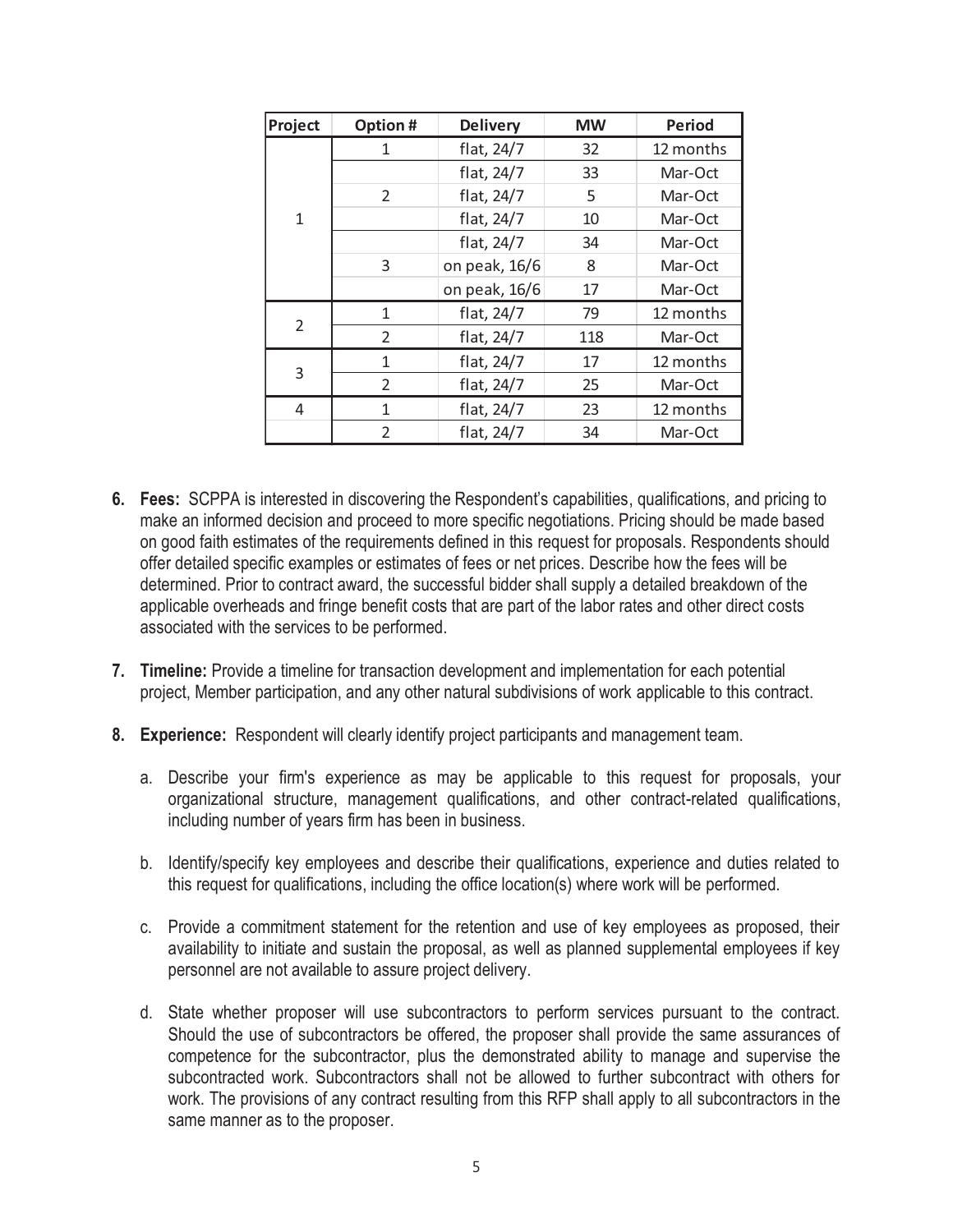| Project | Option # | Delivery | MW | Period |
|---|---|---|---|---|
| 1 | 1 | flat, 24/7 | 32 | 12 months |
| | | flat, 24/7 | 33 | Mar-Oct |
| | 2 | flat, 24/7 | 5 | Mar-Oct |
| | | flat, 24/7 | 10 | Mar-Oct |
| | | flat, 24/7 | 34 | Mar-Oct |
| | 3 | on peak, 16/6 | 8 | Mar-Oct |
| | | on peak, 16/6 | 17 | Mar-Oct |
| 2 | 1 | flat, 24/7 | 79 | 12 months |
| | 2 | flat, 24/7 | 118 | Mar-Oct |
| 3 | 1 | flat, 24/7 | 17 | 12 months |
| | 2 | flat, 24/7 | 25 | Mar-Oct |
| 4 | 1 | flat, 24/7 | 23 | 12 months |
| | 2 | flat, 24/7 | 34 | Mar-Oct |

6. **Fees:** SCPPA is interested in discovering the Respondent's capabilities, qualifications, and pricing to make an informed decision and proceed to more specific negotiations. Pricing should be made based on good faith estimates of the requirements defined in this request for proposals. Respondents should offer detailed specific examples or estimates of fees or net prices. Describe how the fees will be determined. Prior to contract award, the successful bidder shall supply a detailed breakdown of the applicable overheads and fringe benefit costs that are part of the labor rates and other direct costs associated with the services to be performed.

7. **Timeline:** Provide a timeline for transaction development and implementation for each potential project, Member participation, and any other natural subdivisions of work applicable to this contract.

8. **Experience:** Respondent will clearly identify project participants and management team.

   a. Describe your firm's experience as may be applicable to this request for proposals, your organizational structure, management qualifications, and other contract-related qualifications, including number of years firm has been in business.

   b. Identify/specify key employees and describe their qualifications, experience and duties related to this request for qualifications, including the office location(s) where work will be performed.

   c. Provide a commitment statement for the retention and use of key employees as proposed, their availability to initiate and sustain the proposal, as well as planned supplemental employees if key personnel are not available to assure project delivery.

   d. State whether proposer will use subcontractors to perform services pursuant to the contract. Should the use of subcontractors be offered, the proposer shall provide the same assurances of competence for the subcontractor, plus the demonstrated ability to manage and supervise the subcontracted work. Subcontractors shall not be allowed to further subcontract with others for work. The provisions of any contract resulting from this RFP shall apply to all subcontractors in the same manner as to the proposer.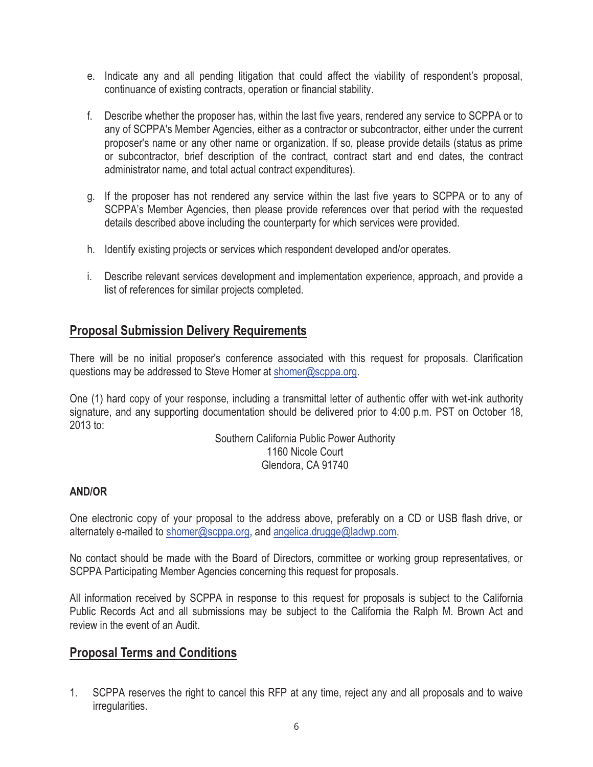e. Indicate any and all pending litigation that could affect the viability of respondent's proposal, continuance of existing contracts, operation or financial stability.

f. Describe whether the proposer has, within the last five years, rendered any service to SCPPA or to any of SCPPA's Member Agencies, either as a contractor or subcontractor, either under the current proposer's name or any other name or organization. If so, please provide details (status as prime or subcontractor, brief description of the contract, contract start and end dates, the contract administrator name, and total actual contract expenditures).

g. If the proposer has not rendered any service within the last five years to SCPPA or to any of SCPPA's Member Agencies, then please provide references over that period with the requested details described above including the counterparty for which services were provided.

h. Identify existing projects or services which respondent developed and/or operates.

i. Describe relevant services development and implementation experience, approach, and provide a list of references for similar projects completed.

## Proposal Submission Delivery Requirements

There will be no initial proposer's conference associated with this request for proposals. Clarification questions may be addressed to Steve Homer at shomer@scppa.org.

One (1) hard copy of your response, including a transmittal letter of authentic offer with wet-ink authority signature, and any supporting documentation should be delivered prior to 4:00 p.m. PST on October 18, 2013 to:

Southern California Public Power Authority
1160 Nicole Court
Glendora, CA 91740

**AND/OR**

One electronic copy of your proposal to the address above, preferably on a CD or USB flash drive, or alternately e-mailed to shomer@scppa.org, and angelica.drugge@ladwp.com.

No contact should be made with the Board of Directors, committee or working group representatives, or SCPPA Participating Member Agencies concerning this request for proposals.

All information received by SCPPA in response to this request for proposals is subject to the California Public Records Act and all submissions may be subject to the California the Ralph M. Brown Act and review in the event of an Audit.

## Proposal Terms and Conditions

1. SCPPA reserves the right to cancel this RFP at any time, reject any and all proposals and to waive irregularities.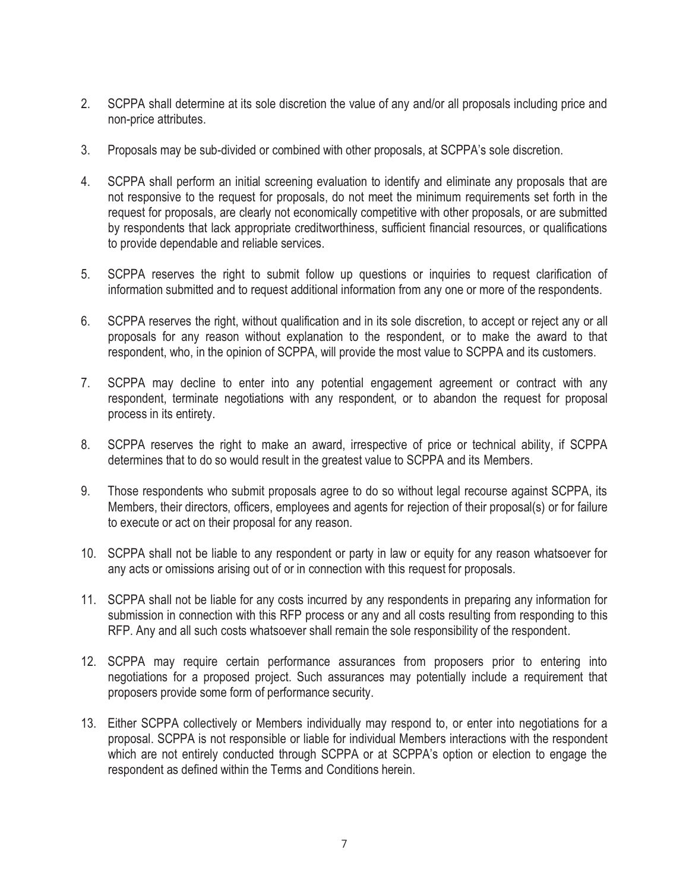2. SCPPA shall determine at its sole discretion the value of any and/or all proposals including price and non-price attributes.

3. Proposals may be sub-divided or combined with other proposals, at SCPPA's sole discretion.

4. SCPPA shall perform an initial screening evaluation to identify and eliminate any proposals that are not responsive to the request for proposals, do not meet the minimum requirements set forth in the request for proposals, are clearly not economically competitive with other proposals, or are submitted by respondents that lack appropriate creditworthiness, sufficient financial resources, or qualifications to provide dependable and reliable services.

5. SCPPA reserves the right to submit follow up questions or inquiries to request clarification of information submitted and to request additional information from any one or more of the respondents.

6. SCPPA reserves the right, without qualification and in its sole discretion, to accept or reject any or all proposals for any reason without explanation to the respondent, or to make the award to that respondent, who, in the opinion of SCPPA, will provide the most value to SCPPA and its customers.

7. SCPPA may decline to enter into any potential engagement agreement or contract with any respondent, terminate negotiations with any respondent, or to abandon the request for proposal process in its entirety.

8. SCPPA reserves the right to make an award, irrespective of price or technical ability, if SCPPA determines that to do so would result in the greatest value to SCPPA and its Members.

9. Those respondents who submit proposals agree to do so without legal recourse against SCPPA, its Members, their directors, officers, employees and agents for rejection of their proposal(s) or for failure to execute or act on their proposal for any reason.

10. SCPPA shall not be liable to any respondent or party in law or equity for any reason whatsoever for any acts or omissions arising out of or in connection with this request for proposals.

11. SCPPA shall not be liable for any costs incurred by any respondents in preparing any information for submission in connection with this RFP process or any and all costs resulting from responding to this RFP. Any and all such costs whatsoever shall remain the sole responsibility of the respondent.

12. SCPPA may require certain performance assurances from proposers prior to entering into negotiations for a proposed project. Such assurances may potentially include a requirement that proposers provide some form of performance security.

13. Either SCPPA collectively or Members individually may respond to, or enter into negotiations for a proposal. SCPPA is not responsible or liable for individual Members interactions with the respondent which are not entirely conducted through SCPPA or at SCPPA's option or election to engage the respondent as defined within the Terms and Conditions herein.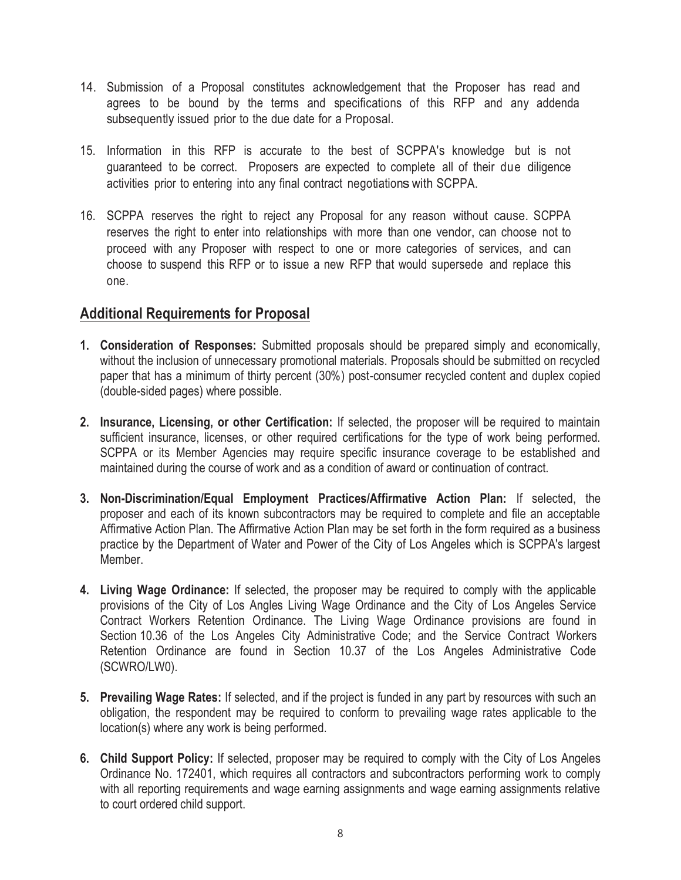14. Submission of a Proposal constitutes acknowledgement that the Proposer has read and agrees to be bound by the terms and specifications of this RFP and any addenda subsequently issued prior to the due date for a Proposal.

15. Information in this RFP is accurate to the best of SCPPA's knowledge but is not guaranteed to be correct. Proposers are expected to complete all of their due diligence activities prior to entering into any final contract negotiations with SCPPA.

16. SCPPA reserves the right to reject any Proposal for any reason without cause. SCPPA reserves the right to enter into relationships with more than one vendor, can choose not to proceed with any Proposer with respect to one or more categories of services, and can choose to suspend this RFP or to issue a new RFP that would supersede and replace this one.

## Additional Requirements for Proposal

1. **Consideration of Responses:** Submitted proposals should be prepared simply and economically, without the inclusion of unnecessary promotional materials. Proposals should be submitted on recycled paper that has a minimum of thirty percent (30%) post-consumer recycled content and duplex copied (double-sided pages) where possible.

2. **Insurance, Licensing, or other Certification:** If selected, the proposer will be required to maintain sufficient insurance, licenses, or other required certifications for the type of work being performed. SCPPA or its Member Agencies may require specific insurance coverage to be established and maintained during the course of work and as a condition of award or continuation of contract.

3. **Non-Discrimination/Equal Employment Practices/Affirmative Action Plan:** If selected, the proposer and each of its known subcontractors may be required to complete and file an acceptable Affirmative Action Plan. The Affirmative Action Plan may be set forth in the form required as a business practice by the Department of Water and Power of the City of Los Angeles which is SCPPA's largest Member.

4. **Living Wage Ordinance:** If selected, the proposer may be required to comply with the applicable provisions of the City of Los Angles Living Wage Ordinance and the City of Los Angeles Service Contract Workers Retention Ordinance. The Living Wage Ordinance provisions are found in Section 10.36 of the Los Angeles City Administrative Code; and the Service Contract Workers Retention Ordinance are found in Section 10.37 of the Los Angeles Administrative Code (SCWRO/LW0).

5. **Prevailing Wage Rates:** If selected, and if the project is funded in any part by resources with such an obligation, the respondent may be required to conform to prevailing wage rates applicable to the location(s) where any work is being performed.

6. **Child Support Policy:** If selected, proposer may be required to comply with the City of Los Angeles Ordinance No. 172401, which requires all contractors and subcontractors performing work to comply with all reporting requirements and wage earning assignments and wage earning assignments relative to court ordered child support.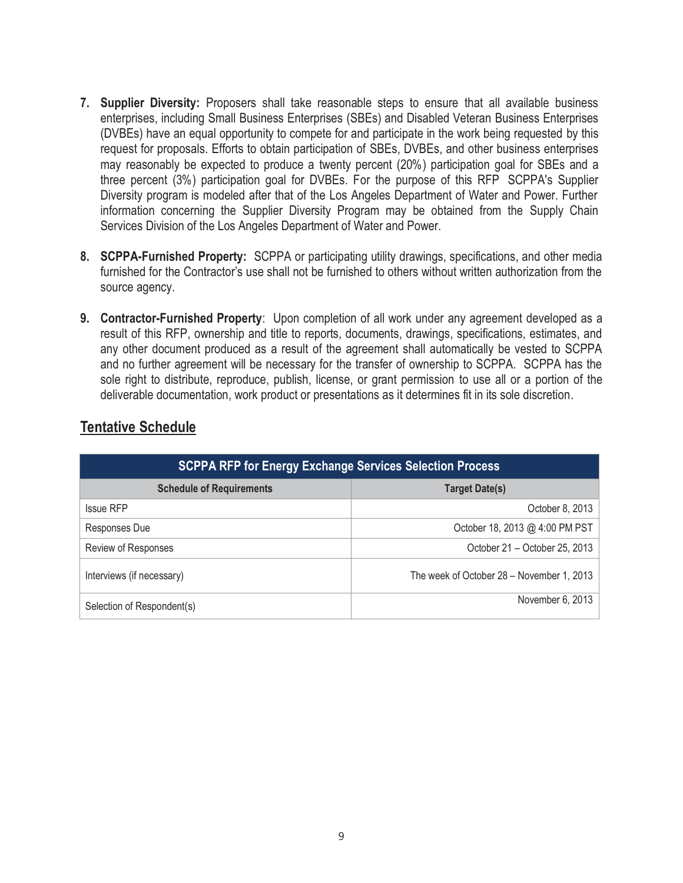7. **Supplier Diversity:** Proposers shall take reasonable steps to ensure that all available business enterprises, including Small Business Enterprises (SBEs) and Disabled Veteran Business Enterprises (DVBEs) have an equal opportunity to compete for and participate in the work being requested by this request for proposals. Efforts to obtain participation of SBEs, DVBEs, and other business enterprises may reasonably be expected to produce a twenty percent (20%) participation goal for SBEs and a three percent (3%) participation goal for DVBEs. For the purpose of this RFP SCPPA's Supplier Diversity program is modeled after that of the Los Angeles Department of Water and Power. Further information concerning the Supplier Diversity Program may be obtained from the Supply Chain Services Division of the Los Angeles Department of Water and Power.

8. **SCPPA-Furnished Property:** SCPPA or participating utility drawings, specifications, and other media furnished for the Contractor's use shall not be furnished to others without written authorization from the source agency.

9. **Contractor-Furnished Property**: Upon completion of all work under any agreement developed as a result of this RFP, ownership and title to reports, documents, drawings, specifications, estimates, and any other document produced as a result of the agreement shall automatically be vested to SCPPA and no further agreement will be necessary for the transfer of ownership to SCPPA. SCPPA has the sole right to distribute, reproduce, publish, license, or grant permission to use all or a portion of the deliverable documentation, work product or presentations as it determines fit in its sole discretion.

## Tentative Schedule

| SCPPA RFP for Energy Exchange Services Selection Process | |
|---|---|
| **Schedule of Requirements** | **Target Date(s)** |
| Issue RFP | October 8, 2013 |
| Responses Due | October 18, 2013 @ 4:00 PM PST |
| Review of Responses | October 21 – October 25, 2013 |
| Interviews (if necessary) | The week of October 28 – November 1, 2013 |
| Selection of Respondent(s) | November 6, 2013 |